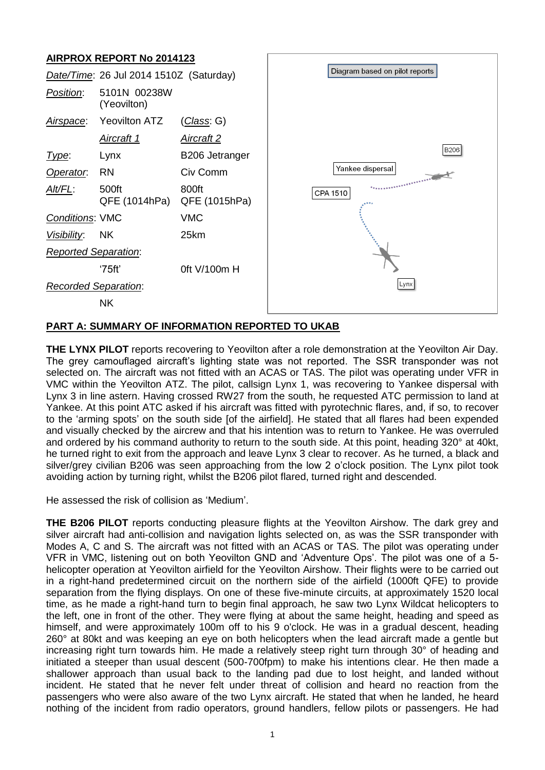## AIRPROX REPORT No 2014123

| | | |
|---|---|---|
| *Date/Time*: | 26 Jul 2014 1510Z (Saturday) | |
| *Position*: | 5101N 00238W (Yeovilton) | |
| *Airspace*: | Yeovilton ATZ | (*Class*: G) |
| | *Aircraft 1* | *Aircraft 2* |
| *Type*: | Lynx | B206 Jetranger |
| *Operator*: | RN | Civ Comm |
| *Alt/FL*: | 500ft QFE (1014hPa) | 800ft QFE (1015hPa) |
| *Conditions*: | VMC | VMC |
| *Visibility*: | NK | 25km |
| *Reported Separation*: | | |
| | '75ft' | 0ft V/100m H |
| *Recorded Separation*: | | |
| | NK | |

Diagram based on pilot reports

## PART A: SUMMARY OF INFORMATION REPORTED TO UKAB

**THE LYNX PILOT** reports recovering to Yeovilton after a role demonstration at the Yeovilton Air Day. The grey camouflaged aircraft's lighting state was not reported. The SSR transponder was not selected on. The aircraft was not fitted with an ACAS or TAS. The pilot was operating under VFR in VMC within the Yeovilton ATZ. The pilot, callsign Lynx 1, was recovering to Yankee dispersal with Lynx 3 in line astern. Having crossed RW27 from the south, he requested ATC permission to land at Yankee. At this point ATC asked if his aircraft was fitted with pyrotechnic flares, and, if so, to recover to the 'arming spots' on the south side [of the airfield]. He stated that all flares had been expended and visually checked by the aircrew and that his intention was to return to Yankee. He was overruled and ordered by his command authority to return to the south side. At this point, heading 320° at 40kt, he turned right to exit from the approach and leave Lynx 3 clear to recover. As he turned, a black and silver/grey civilian B206 was seen approaching from the low 2 o'clock position. The Lynx pilot took avoiding action by turning right, whilst the B206 pilot flared, turned right and descended.

He assessed the risk of collision as 'Medium'.

**THE B206 PILOT** reports conducting pleasure flights at the Yeovilton Airshow. The dark grey and silver aircraft had anti-collision and navigation lights selected on, as was the SSR transponder with Modes A, C and S. The aircraft was not fitted with an ACAS or TAS. The pilot was operating under VFR in VMC, listening out on both Yeovilton GND and 'Adventure Ops'. The pilot was one of a 5-helicopter operation at Yeovilton airfield for the Yeovilton Airshow. Their flights were to be carried out in a right-hand predetermined circuit on the northern side of the airfield (1000ft QFE) to provide separation from the flying displays. On one of these five-minute circuits, at approximately 1520 local time, as he made a right-hand turn to begin final approach, he saw two Lynx Wildcat helicopters to the left, one in front of the other. They were flying at about the same height, heading and speed as himself, and were approximately 100m off to his 9 o'clock. He was in a gradual descent, heading 260° at 80kt and was keeping an eye on both helicopters when the lead aircraft made a gentle but increasing right turn towards him. He made a relatively steep right turn through 30° of heading and initiated a steeper than usual descent (500-700fpm) to make his intentions clear. He then made a shallower approach than usual back to the landing pad due to lost height, and landed without incident. He stated that he never felt under threat of collision and heard no reaction from the passengers who were also aware of the two Lynx aircraft. He stated that when he landed, he heard nothing of the incident from radio operators, ground handlers, fellow pilots or passengers. He had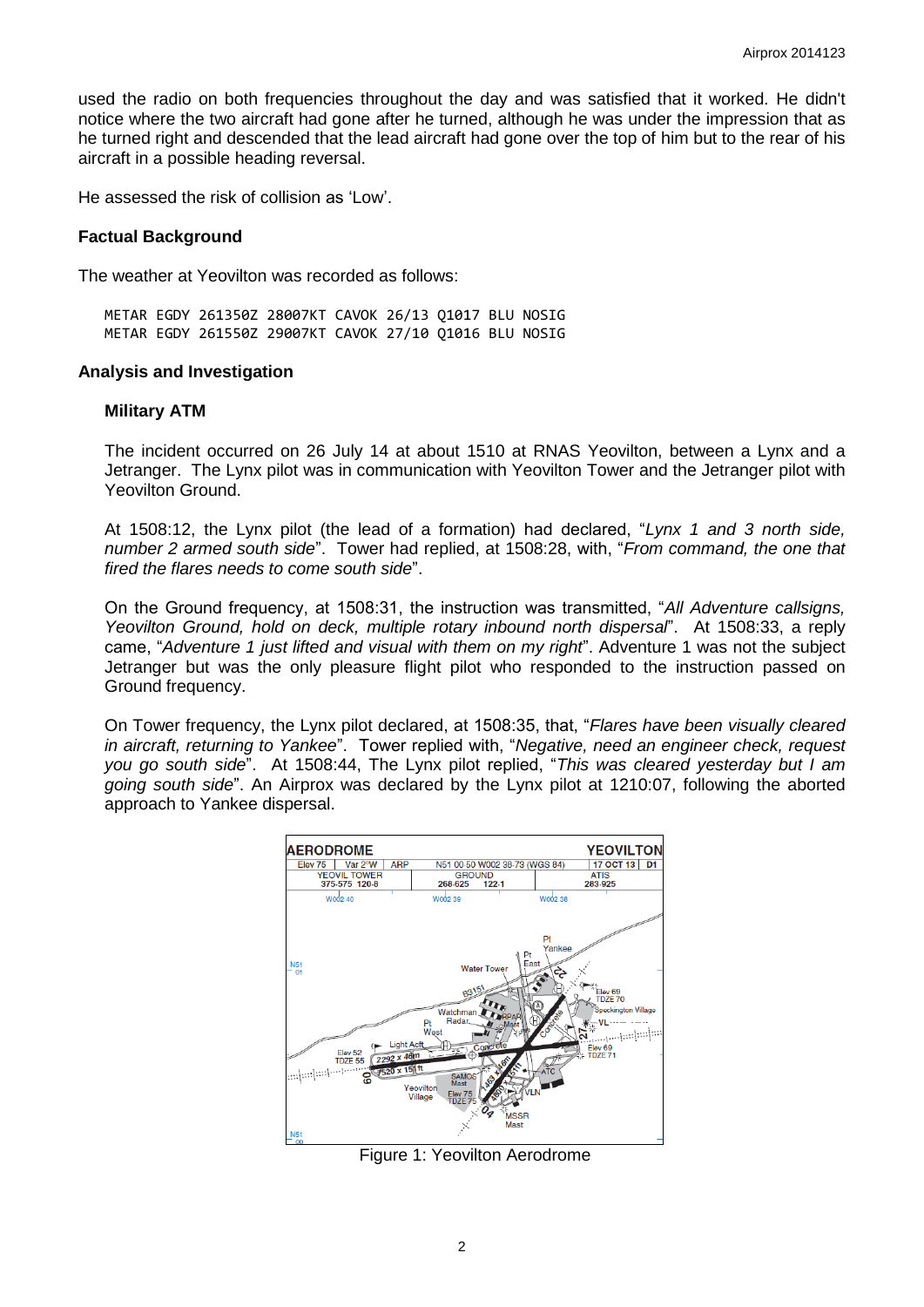used the radio on both frequencies throughout the day and was satisfied that it worked. He didn't notice where the two aircraft had gone after he turned, although he was under the impression that as he turned right and descended that the lead aircraft had gone over the top of him but to the rear of his aircraft in a possible heading reversal.

He assessed the risk of collision as 'Low'.

### Factual Background

The weather at Yeovilton was recorded as follows:

```
METAR EGDY 261350Z 28007KT CAVOK 26/13 Q1017 BLU NOSIG
METAR EGDY 261550Z 29007KT CAVOK 27/10 Q1016 BLU NOSIG
```

### Analysis and Investigation

#### Military ATM

The incident occurred on 26 July 14 at about 1510 at RNAS Yeovilton, between a Lynx and a Jetranger. The Lynx pilot was in communication with Yeovilton Tower and the Jetranger pilot with Yeovilton Ground.

At 1508:12, the Lynx pilot (the lead of a formation) had declared, "*Lynx 1 and 3 north side, number 2 armed south side*". Tower had replied, at 1508:28, with, "*From command, the one that fired the flares needs to come south side*".

On the Ground frequency, at 1508:31, the instruction was transmitted, "*All Adventure callsigns, Yeovilton Ground, hold on deck, multiple rotary inbound north dispersal*". At 1508:33, a reply came, "*Adventure 1 just lifted and visual with them on my right*". Adventure 1 was not the subject Jetranger but was the only pleasure flight pilot who responded to the instruction passed on Ground frequency.

On Tower frequency, the Lynx pilot declared, at 1508:35, that, "*Flares have been visually cleared in aircraft, returning to Yankee*". Tower replied with, "*Negative, need an engineer check, request you go south side*". At 1508:44, The Lynx pilot replied, "*This was cleared yesterday but I am going south side*". An Airprox was declared by the Lynx pilot at 1210:07, following the aborted approach to Yankee dispersal.

Figure 1: Yeovilton Aerodrome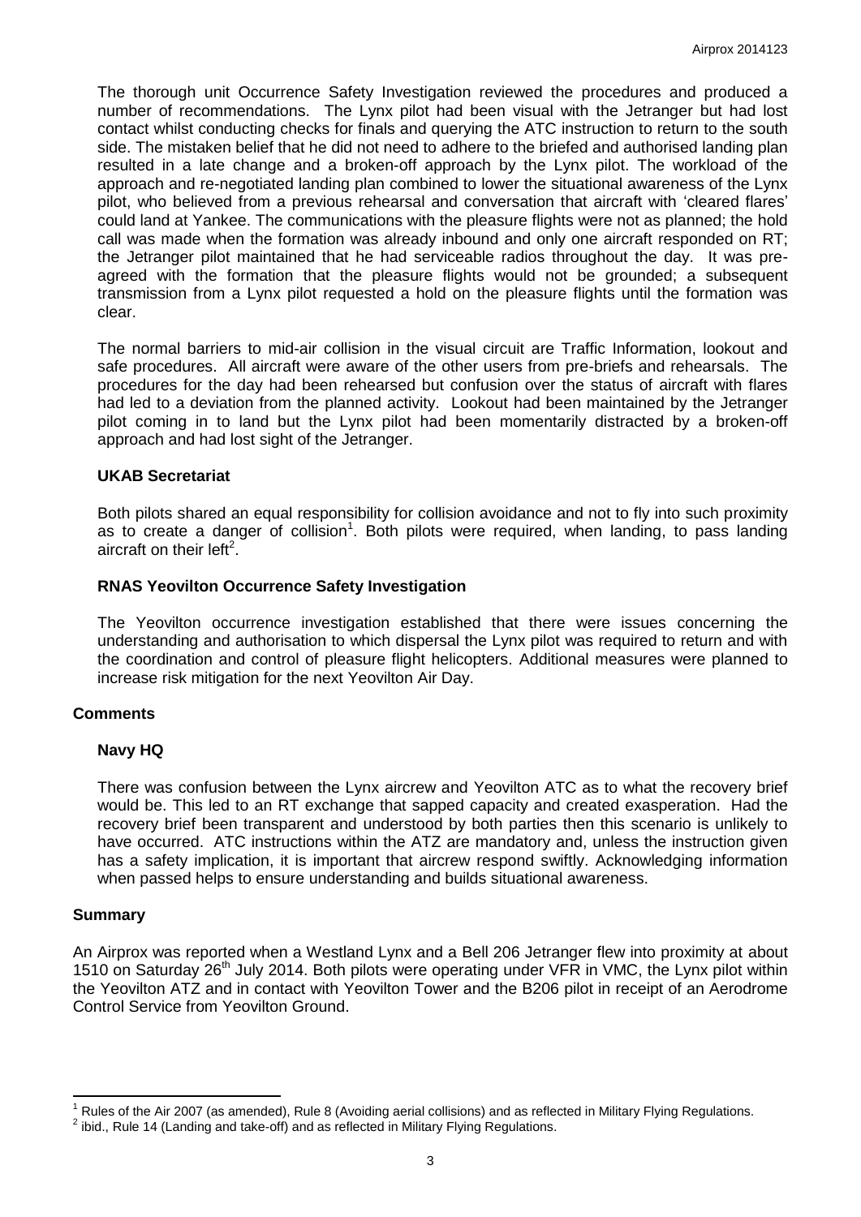The thorough unit Occurrence Safety Investigation reviewed the procedures and produced a number of recommendations. The Lynx pilot had been visual with the Jetranger but had lost contact whilst conducting checks for finals and querying the ATC instruction to return to the south side. The mistaken belief that he did not need to adhere to the briefed and authorised landing plan resulted in a late change and a broken-off approach by the Lynx pilot. The workload of the approach and re-negotiated landing plan combined to lower the situational awareness of the Lynx pilot, who believed from a previous rehearsal and conversation that aircraft with 'cleared flares' could land at Yankee. The communications with the pleasure flights were not as planned; the hold call was made when the formation was already inbound and only one aircraft responded on RT; the Jetranger pilot maintained that he had serviceable radios throughout the day. It was pre-agreed with the formation that the pleasure flights would not be grounded; a subsequent transmission from a Lynx pilot requested a hold on the pleasure flights until the formation was clear.

The normal barriers to mid-air collision in the visual circuit are Traffic Information, lookout and safe procedures. All aircraft were aware of the other users from pre-briefs and rehearsals. The procedures for the day had been rehearsed but confusion over the status of aircraft with flares had led to a deviation from the planned activity. Lookout had been maintained by the Jetranger pilot coming in to land but the Lynx pilot had been momentarily distracted by a broken-off approach and had lost sight of the Jetranger.

### UKAB Secretariat

Both pilots shared an equal responsibility for collision avoidance and not to fly into such proximity as to create a danger of collision[1]. Both pilots were required, when landing, to pass landing aircraft on their left[2].

### RNAS Yeovilton Occurrence Safety Investigation

The Yeovilton occurrence investigation established that there were issues concerning the understanding and authorisation to which dispersal the Lynx pilot was required to return and with the coordination and control of pleasure flight helicopters. Additional measures were planned to increase risk mitigation for the next Yeovilton Air Day.

## Comments

### Navy HQ

There was confusion between the Lynx aircrew and Yeovilton ATC as to what the recovery brief would be. This led to an RT exchange that sapped capacity and created exasperation. Had the recovery brief been transparent and understood by both parties then this scenario is unlikely to have occurred. ATC instructions within the ATZ are mandatory and, unless the instruction given has a safety implication, it is important that aircrew respond swiftly. Acknowledging information when passed helps to ensure understanding and builds situational awareness.

## Summary

An Airprox was reported when a Westland Lynx and a Bell 206 Jetranger flew into proximity at about 1510 on Saturday 26th July 2014. Both pilots were operating under VFR in VMC, the Lynx pilot within the Yeovilton ATZ and in contact with Yeovilton Tower and the B206 pilot in receipt of an Aerodrome Control Service from Yeovilton Ground.

[1] Rules of the Air 2007 (as amended), Rule 8 (Avoiding aerial collisions) and as reflected in Military Flying Regulations.

[2] ibid., Rule 14 (Landing and take-off) and as reflected in Military Flying Regulations.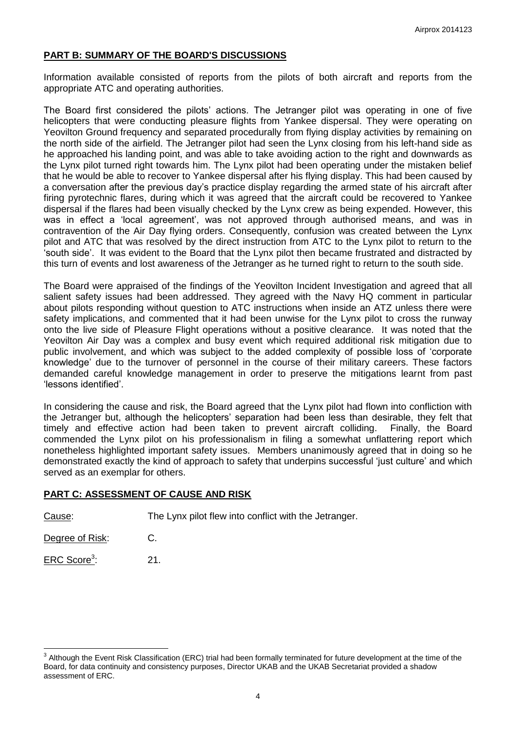## PART B: SUMMARY OF THE BOARD'S DISCUSSIONS

Information available consisted of reports from the pilots of both aircraft and reports from the appropriate ATC and operating authorities.

The Board first considered the pilots' actions. The Jetranger pilot was operating in one of five helicopters that were conducting pleasure flights from Yankee dispersal. They were operating on Yeovilton Ground frequency and separated procedurally from flying display activities by remaining on the north side of the airfield. The Jetranger pilot had seen the Lynx closing from his left-hand side as he approached his landing point, and was able to take avoiding action to the right and downwards as the Lynx pilot turned right towards him. The Lynx pilot had been operating under the mistaken belief that he would be able to recover to Yankee dispersal after his flying display. This had been caused by a conversation after the previous day's practice display regarding the armed state of his aircraft after firing pyrotechnic flares, during which it was agreed that the aircraft could be recovered to Yankee dispersal if the flares had been visually checked by the Lynx crew as being expended. However, this was in effect a 'local agreement', was not approved through authorised means, and was in contravention of the Air Day flying orders. Consequently, confusion was created between the Lynx pilot and ATC that was resolved by the direct instruction from ATC to the Lynx pilot to return to the 'south side'. It was evident to the Board that the Lynx pilot then became frustrated and distracted by this turn of events and lost awareness of the Jetranger as he turned right to return to the south side.

The Board were appraised of the findings of the Yeovilton Incident Investigation and agreed that all salient safety issues had been addressed. They agreed with the Navy HQ comment in particular about pilots responding without question to ATC instructions when inside an ATZ unless there were safety implications, and commented that it had been unwise for the Lynx pilot to cross the runway onto the live side of Pleasure Flight operations without a positive clearance. It was noted that the Yeovilton Air Day was a complex and busy event which required additional risk mitigation due to public involvement, and which was subject to the added complexity of possible loss of 'corporate knowledge' due to the turnover of personnel in the course of their military careers. These factors demanded careful knowledge management in order to preserve the mitigations learnt from past 'lessons identified'.

In considering the cause and risk, the Board agreed that the Lynx pilot had flown into confliction with the Jetranger but, although the helicopters' separation had been less than desirable, they felt that timely and effective action had been taken to prevent aircraft colliding. Finally, the Board commended the Lynx pilot on his professionalism in filing a somewhat unflattering report which nonetheless highlighted important safety issues. Members unanimously agreed that in doing so he demonstrated exactly the kind of approach to safety that underpins successful 'just culture' and which served as an exemplar for others.

## PART C: ASSESSMENT OF CAUSE AND RISK

Cause: The Lynx pilot flew into conflict with the Jetranger.

Degree of Risk: C.

ERC Score[3]: 21.

[3] Although the Event Risk Classification (ERC) trial had been formally terminated for future development at the time of the Board, for data continuity and consistency purposes, Director UKAB and the UKAB Secretariat provided a shadow assessment of ERC.